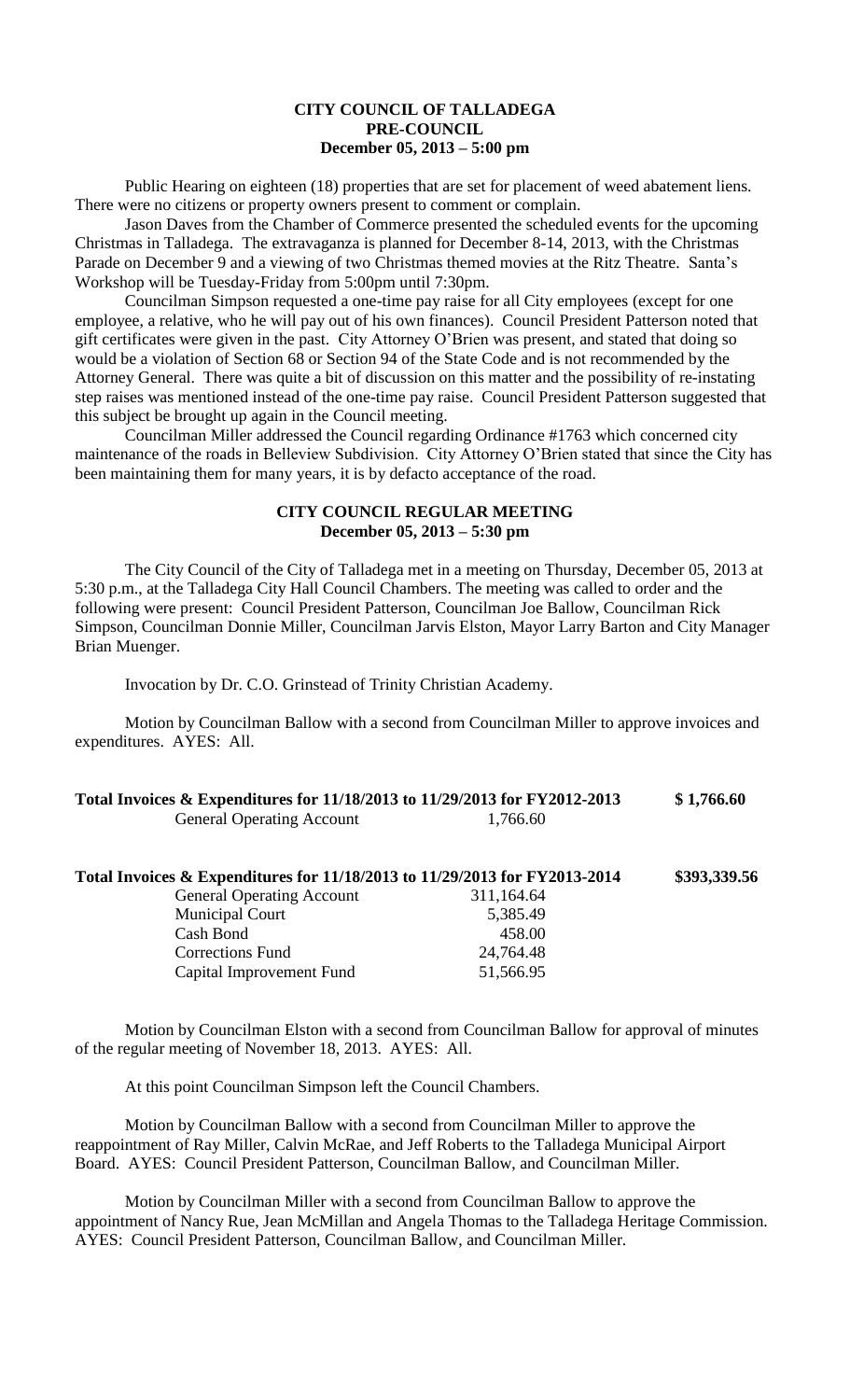# CITY COUNCIL OF TALLADEGA
## PRE-COUNCIL
### December 05, 2013 – 5:00 pm

Public Hearing on eighteen (18) properties that are set for placement of weed abatement liens. There were no citizens or property owners present to comment or complain.

Jason Daves from the Chamber of Commerce presented the scheduled events for the upcoming Christmas in Talladega. The extravaganza is planned for December 8-14, 2013, with the Christmas Parade on December 9 and a viewing of two Christmas themed movies at the Ritz Theatre. Santa's Workshop will be Tuesday-Friday from 5:00pm until 7:30pm.

Councilman Simpson requested a one-time pay raise for all City employees (except for one employee, a relative, who he will pay out of his own finances). Council President Patterson noted that gift certificates were given in the past. City Attorney O'Brien was present, and stated that doing so would be a violation of Section 68 or Section 94 of the State Code and is not recommended by the Attorney General. There was quite a bit of discussion on this matter and the possibility of re-instating step raises was mentioned instead of the one-time pay raise. Council President Patterson suggested that this subject be brought up again in the Council meeting.

Councilman Miller addressed the Council regarding Ordinance #1763 which concerned city maintenance of the roads in Belleview Subdivision. City Attorney O'Brien stated that since the City has been maintaining them for many years, it is by defacto acceptance of the road.

## CITY COUNCIL REGULAR MEETING
### December 05, 2013 – 5:30 pm

The City Council of the City of Talladega met in a meeting on Thursday, December 05, 2013 at 5:30 p.m., at the Talladega City Hall Council Chambers. The meeting was called to order and the following were present: Council President Patterson, Councilman Joe Ballow, Councilman Rick Simpson, Councilman Donnie Miller, Councilman Jarvis Elston, Mayor Larry Barton and City Manager Brian Muenger.

Invocation by Dr. C.O. Grinstead of Trinity Christian Academy.

Motion by Councilman Ballow with a second from Councilman Miller to approve invoices and expenditures. AYES: All.

| **Total Invoices & Expenditures for 11/18/2013 to 11/29/2013 for FY2012-2013** | | **$ 1,766.60** |
|---|---|---|
| General Operating Account | 1,766.60 | |

| **Total Invoices & Expenditures for 11/18/2013 to 11/29/2013 for FY2013-2014** | | **$393,339.56** |
|---|---|---|
| General Operating Account | 311,164.64 | |
| Municipal Court | 5,385.49 | |
| Cash Bond | 458.00 | |
| Corrections Fund | 24,764.48 | |
| Capital Improvement Fund | 51,566.95 | |

Motion by Councilman Elston with a second from Councilman Ballow for approval of minutes of the regular meeting of November 18, 2013. AYES: All.

At this point Councilman Simpson left the Council Chambers.

Motion by Councilman Ballow with a second from Councilman Miller to approve the reappointment of Ray Miller, Calvin McRae, and Jeff Roberts to the Talladega Municipal Airport Board. AYES: Council President Patterson, Councilman Ballow, and Councilman Miller.

Motion by Councilman Miller with a second from Councilman Ballow to approve the appointment of Nancy Rue, Jean McMillan and Angela Thomas to the Talladega Heritage Commission. AYES: Council President Patterson, Councilman Ballow, and Councilman Miller.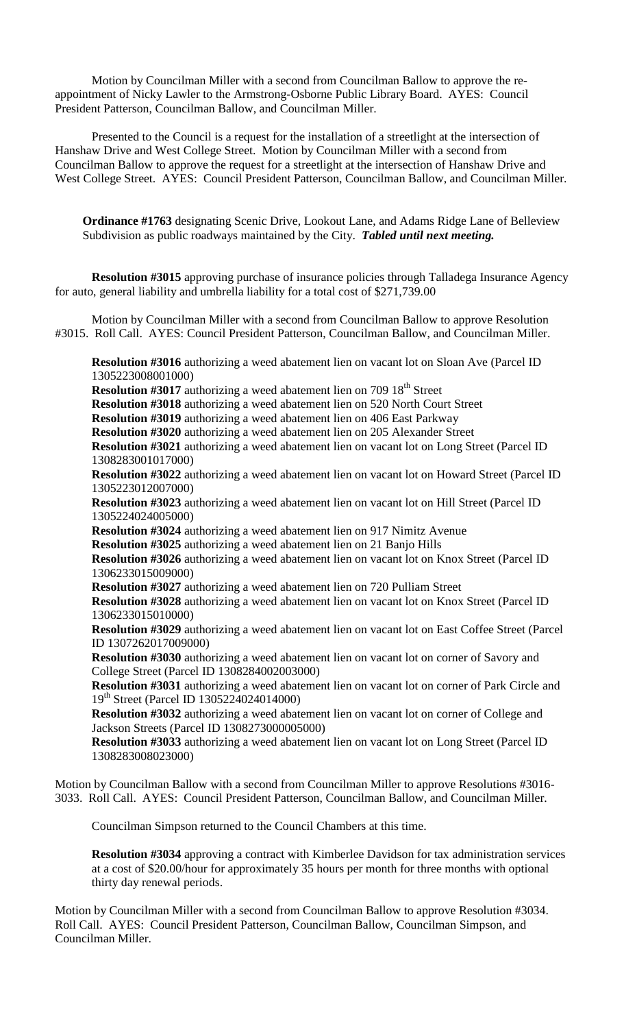Motion by Councilman Miller with a second from Councilman Ballow to approve the re-appointment of Nicky Lawler to the Armstrong-Osborne Public Library Board. AYES: Council President Patterson, Councilman Ballow, and Councilman Miller.

Presented to the Council is a request for the installation of a streetlight at the intersection of Hanshaw Drive and West College Street. Motion by Councilman Miller with a second from Councilman Ballow to approve the request for a streetlight at the intersection of Hanshaw Drive and West College Street. AYES: Council President Patterson, Councilman Ballow, and Councilman Miller.

**Ordinance #1763** designating Scenic Drive, Lookout Lane, and Adams Ridge Lane of Belleview Subdivision as public roadways maintained by the City. ***Tabled until next meeting.***

**Resolution #3015** approving purchase of insurance policies through Talladega Insurance Agency for auto, general liability and umbrella liability for a total cost of $271,739.00

Motion by Councilman Miller with a second from Councilman Ballow to approve Resolution #3015. Roll Call. AYES: Council President Patterson, Councilman Ballow, and Councilman Miller.

**Resolution #3016** authorizing a weed abatement lien on vacant lot on Sloan Ave (Parcel ID 1305223008001000)
**Resolution #3017** authorizing a weed abatement lien on 709 18th Street
**Resolution #3018** authorizing a weed abatement lien on 520 North Court Street
**Resolution #3019** authorizing a weed abatement lien on 406 East Parkway
**Resolution #3020** authorizing a weed abatement lien on 205 Alexander Street
**Resolution #3021** authorizing a weed abatement lien on vacant lot on Long Street (Parcel ID 1308283001017000)
**Resolution #3022** authorizing a weed abatement lien on vacant lot on Howard Street (Parcel ID 1305223012007000)
**Resolution #3023** authorizing a weed abatement lien on vacant lot on Hill Street (Parcel ID 1305224024005000)
**Resolution #3024** authorizing a weed abatement lien on 917 Nimitz Avenue
**Resolution #3025** authorizing a weed abatement lien on 21 Banjo Hills
**Resolution #3026** authorizing a weed abatement lien on vacant lot on Knox Street (Parcel ID 1306233015009000)
**Resolution #3027** authorizing a weed abatement lien on 720 Pulliam Street
**Resolution #3028** authorizing a weed abatement lien on vacant lot on Knox Street (Parcel ID 1306233015010000)
**Resolution #3029** authorizing a weed abatement lien on vacant lot on East Coffee Street (Parcel ID 1307262017009000)
**Resolution #3030** authorizing a weed abatement lien on vacant lot on corner of Savory and College Street (Parcel ID 1308284002003000)
**Resolution #3031** authorizing a weed abatement lien on vacant lot on corner of Park Circle and 19th Street (Parcel ID 1305224024014000)
**Resolution #3032** authorizing a weed abatement lien on vacant lot on corner of College and Jackson Streets (Parcel ID 1308273000005000)
**Resolution #3033** authorizing a weed abatement lien on vacant lot on Long Street (Parcel ID 1308283008023000)

Motion by Councilman Ballow with a second from Councilman Miller to approve Resolutions #3016-3033. Roll Call. AYES: Council President Patterson, Councilman Ballow, and Councilman Miller.

Councilman Simpson returned to the Council Chambers at this time.

**Resolution #3034** approving a contract with Kimberlee Davidson for tax administration services at a cost of $20.00/hour for approximately 35 hours per month for three months with optional thirty day renewal periods.

Motion by Councilman Miller with a second from Councilman Ballow to approve Resolution #3034. Roll Call. AYES: Council President Patterson, Councilman Ballow, Councilman Simpson, and Councilman Miller.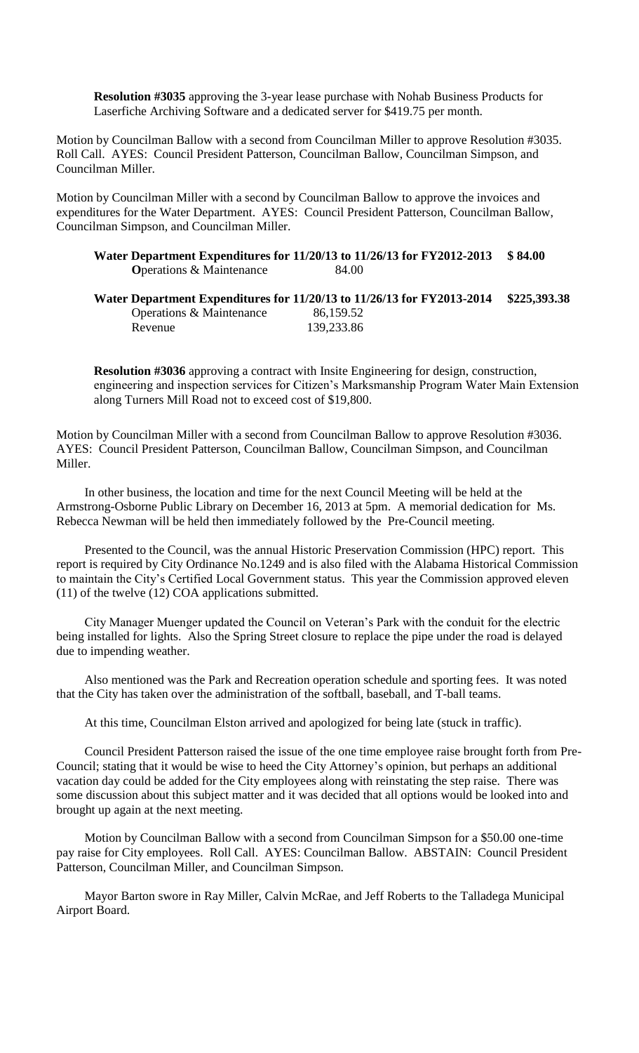**Resolution #3035** approving the 3-year lease purchase with Nohab Business Products for Laserfiche Archiving Software and a dedicated server for $419.75 per month.

Motion by Councilman Ballow with a second from Councilman Miller to approve Resolution #3035. Roll Call. AYES: Council President Patterson, Councilman Ballow, Councilman Simpson, and Councilman Miller.

Motion by Councilman Miller with a second by Councilman Ballow to approve the invoices and expenditures for the Water Department. AYES: Council President Patterson, Councilman Ballow, Councilman Simpson, and Councilman Miller.

| **Water Department Expenditures for 11/20/13 to 11/26/13 for FY2012-2013** | | **$ 84.00** |
|---|---|---|
| **O**perations & Maintenance | 84.00 | |

| **Water Department Expenditures for 11/20/13 to 11/26/13 for FY2013-2014** | | **$225,393.38** |
|---|---|---|
| Operations & Maintenance | 86,159.52 | |
| Revenue | 139,233.86 | |

**Resolution #3036** approving a contract with Insite Engineering for design, construction, engineering and inspection services for Citizen's Marksmanship Program Water Main Extension along Turners Mill Road not to exceed cost of $19,800.

Motion by Councilman Miller with a second from Councilman Ballow to approve Resolution #3036. AYES: Council President Patterson, Councilman Ballow, Councilman Simpson, and Councilman Miller.

In other business, the location and time for the next Council Meeting will be held at the Armstrong-Osborne Public Library on December 16, 2013 at 5pm. A memorial dedication for Ms. Rebecca Newman will be held then immediately followed by the Pre-Council meeting.

Presented to the Council, was the annual Historic Preservation Commission (HPC) report. This report is required by City Ordinance No.1249 and is also filed with the Alabama Historical Commission to maintain the City's Certified Local Government status. This year the Commission approved eleven (11) of the twelve (12) COA applications submitted.

City Manager Muenger updated the Council on Veteran's Park with the conduit for the electric being installed for lights. Also the Spring Street closure to replace the pipe under the road is delayed due to impending weather.

Also mentioned was the Park and Recreation operation schedule and sporting fees. It was noted that the City has taken over the administration of the softball, baseball, and T-ball teams.

At this time, Councilman Elston arrived and apologized for being late (stuck in traffic).

Council President Patterson raised the issue of the one time employee raise brought forth from Pre-Council; stating that it would be wise to heed the City Attorney's opinion, but perhaps an additional vacation day could be added for the City employees along with reinstating the step raise. There was some discussion about this subject matter and it was decided that all options would be looked into and brought up again at the next meeting.

Motion by Councilman Ballow with a second from Councilman Simpson for a $50.00 one-time pay raise for City employees. Roll Call. AYES: Councilman Ballow. ABSTAIN: Council President Patterson, Councilman Miller, and Councilman Simpson.

Mayor Barton swore in Ray Miller, Calvin McRae, and Jeff Roberts to the Talladega Municipal Airport Board.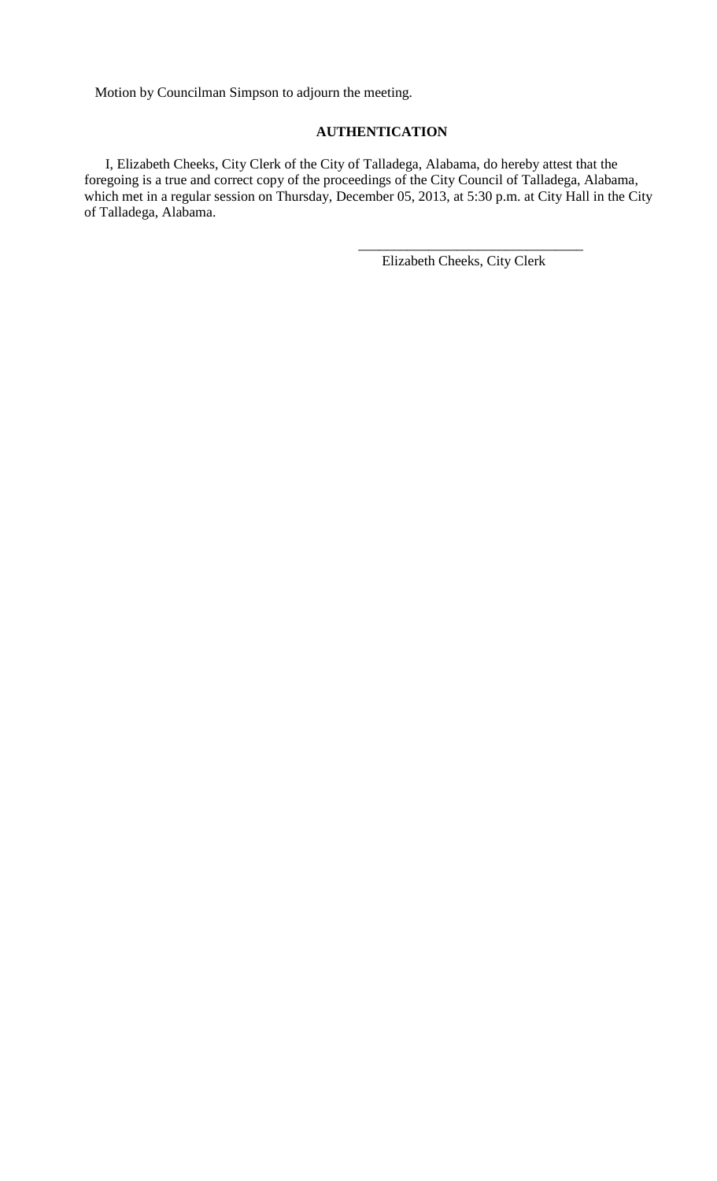Motion by Councilman Simpson to adjourn the meeting.

## AUTHENTICATION

I, Elizabeth Cheeks, City Clerk of the City of Talladega, Alabama, do hereby attest that the foregoing is a true and correct copy of the proceedings of the City Council of Talladega, Alabama, which met in a regular session on Thursday, December 05, 2013, at 5:30 p.m. at City Hall in the City of Talladega, Alabama.

\_\_\_\_\_\_\_\_\_\_\_\_\_\_\_\_\_\_\_\_\_\_\_\_\_\_\_\_\_\_\_\_

Elizabeth Cheeks, City Clerk